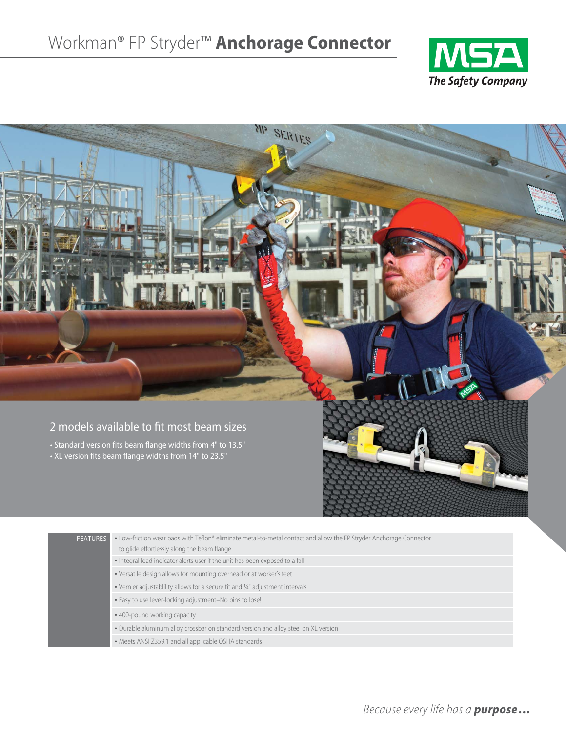# Workman® FP Stryder™ **Anchorage Connector**

**MSA**
*The Safety Company*

## 2 models available to fit most beam sizes

- Standard version fits beam flange widths from 4" to 13.5"
- XL version fits beam flange widths from 14" to 23.5"

| FEATURES | |
|---|---|
| | • Low-friction wear pads with Teflon® eliminate metal-to-metal contact and allow the FP Stryder Anchorage Connector to glide effortlessly along the beam flange |
| | • Integral load indicator alerts user if the unit has been exposed to a fall |
| | • Versatile design allows for mounting overhead or at worker's feet |
| | • Vernier adjustablility allows for a secure fit and ¼" adjustment intervals |
| | • Easy to use lever-locking adjustment–No pins to lose! |
| | • 400-pound working capacity |
| | • Durable aluminum alloy crossbar on standard version and alloy steel on XL version |
| | • Meets ANSI Z359.1 and all applicable OSHA standards |

*Because every life has a* ***purpose…***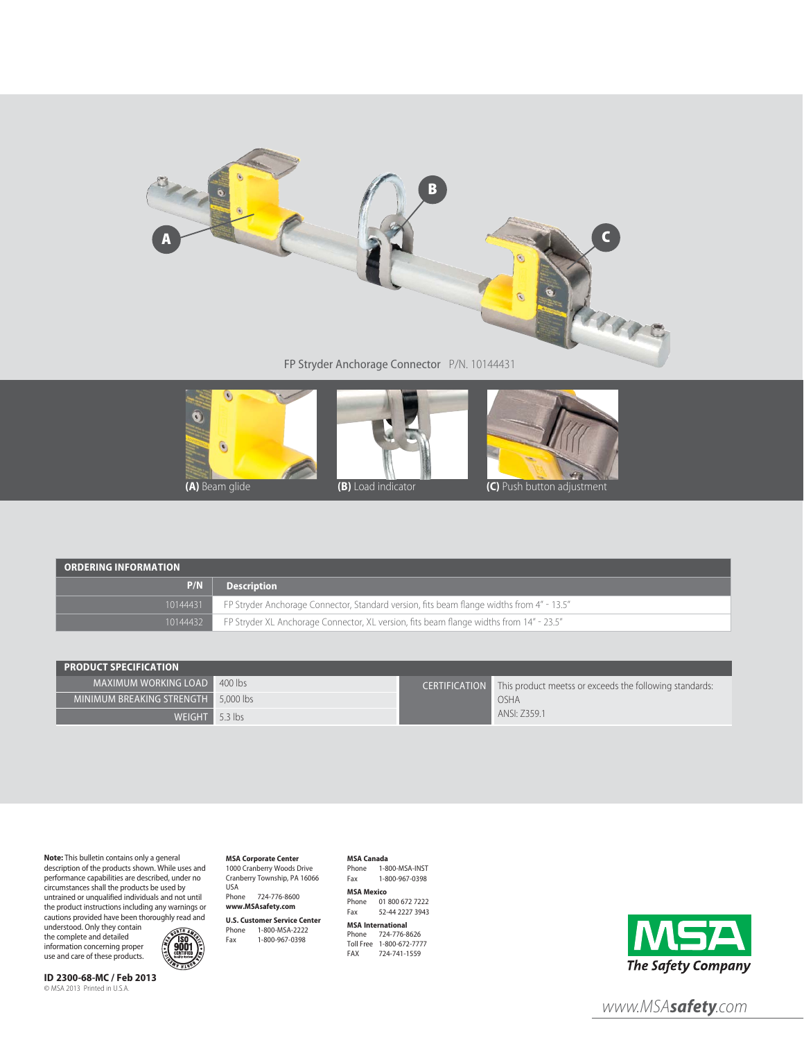FP Stryder Anchorage Connector P/N. 10144431

**(A)** Beam glide

**(B)** Load indicator

**(C)** Push button adjustment

## ORDERING INFORMATION

| P/N | Description |
|---|---|
| 10144431 | FP Stryder Anchorage Connector, Standard version, fits beam flange widths from 4" - 13.5" |
| 10144432 | FP Stryder XL Anchorage Connector, XL version, fits beam flange widths from 14" - 23.5" |

## PRODUCT SPECIFICATION

| | | | |
|---|---|---|---|
| MAXIMUM WORKING LOAD | 400 lbs | CERTIFICATION | This product meetss or exceeds the following standards: OSHA ANSI: Z359.1 |
| MINIMUM BREAKING STRENGTH | 5,000 lbs | | |
| WEIGHT | 5.3 lbs | | |

**Note:** This bulletin contains only a general description of the products shown. While uses and performance capabilities are described, under no circumstances shall the products be used by untrained or unqualified individuals and not until the product instructions including any warnings or cautions provided have been thoroughly read and understood. Only they contain the complete and detailed information concerning proper use and care of these products.

**ID 2300-68-MC / Feb 2013**
© MSA 2013 Printed in U.S.A.

**MSA Corporate Center**
1000 Cranberry Woods Drive
Cranberry Township, PA 16066
USA
Phone 724-776-8600
**www.MSAsafety.com**

**U.S. Customer Service Center**
Phone 1-800-MSA-2222
Fax 1-800-967-0398

**MSA Canada**
Phone 1-800-MSA-INST
Fax 1-800-967-0398

**MSA Mexico**
Phone 01 800 672 7222
Fax 52-44 2227 3943

**MSA International**
Phone 724-776-8626
Toll Free 1-800-672-7777
FAX 724-741-1559

MSA The Safety Company

www.MSA*safety*.com